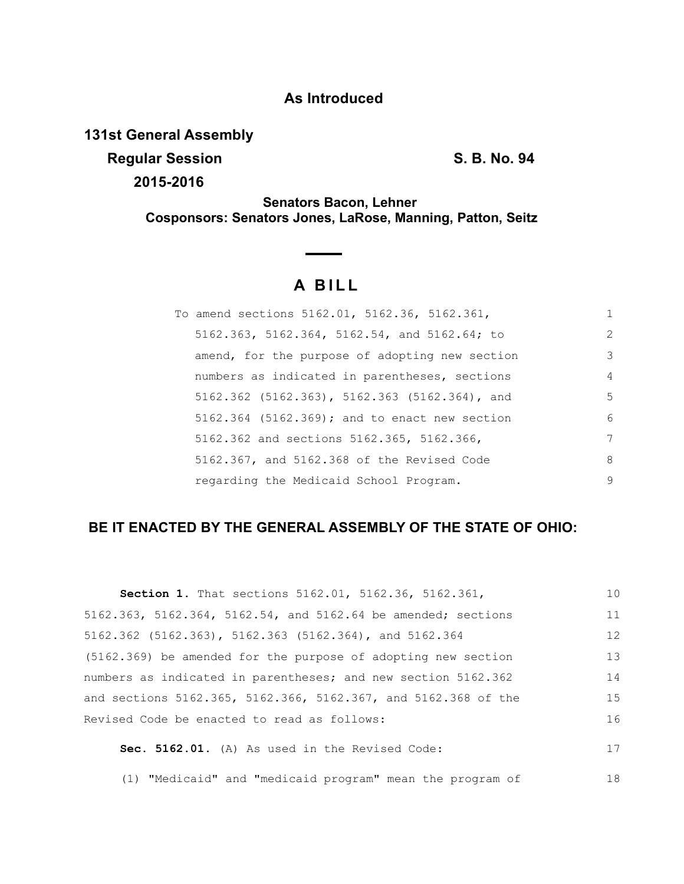**As Introduced**

**131st General Assembly**

**Regular Session** **S. B. No. 94**

**2015-2016**

**Senators Bacon, Lehner**
**Cosponsors: Senators Jones, LaRose, Manning, Patton, Seitz**

# A BILL

To amend sections 5162.01, 5162.36, 5162.361, 5162.363, 5162.364, 5162.54, and 5162.64; to amend, for the purpose of adopting new section numbers as indicated in parentheses, sections 5162.362 (5162.363), 5162.363 (5162.364), and 5162.364 (5162.369); and to enact new section 5162.362 and sections 5162.365, 5162.366, 5162.367, and 5162.368 of the Revised Code regarding the Medicaid School Program.

**BE IT ENACTED BY THE GENERAL ASSEMBLY OF THE STATE OF OHIO:**

**Section 1.** That sections 5162.01, 5162.36, 5162.361, 5162.363, 5162.364, 5162.54, and 5162.64 be amended; sections 5162.362 (5162.363), 5162.363 (5162.364), and 5162.364 (5162.369) be amended for the purpose of adopting new section numbers as indicated in parentheses; and new section 5162.362 and sections 5162.365, 5162.366, 5162.367, and 5162.368 of the Revised Code be enacted to read as follows:

**Sec. 5162.01.** (A) As used in the Revised Code:

(1) "Medicaid" and "medicaid program" mean the program of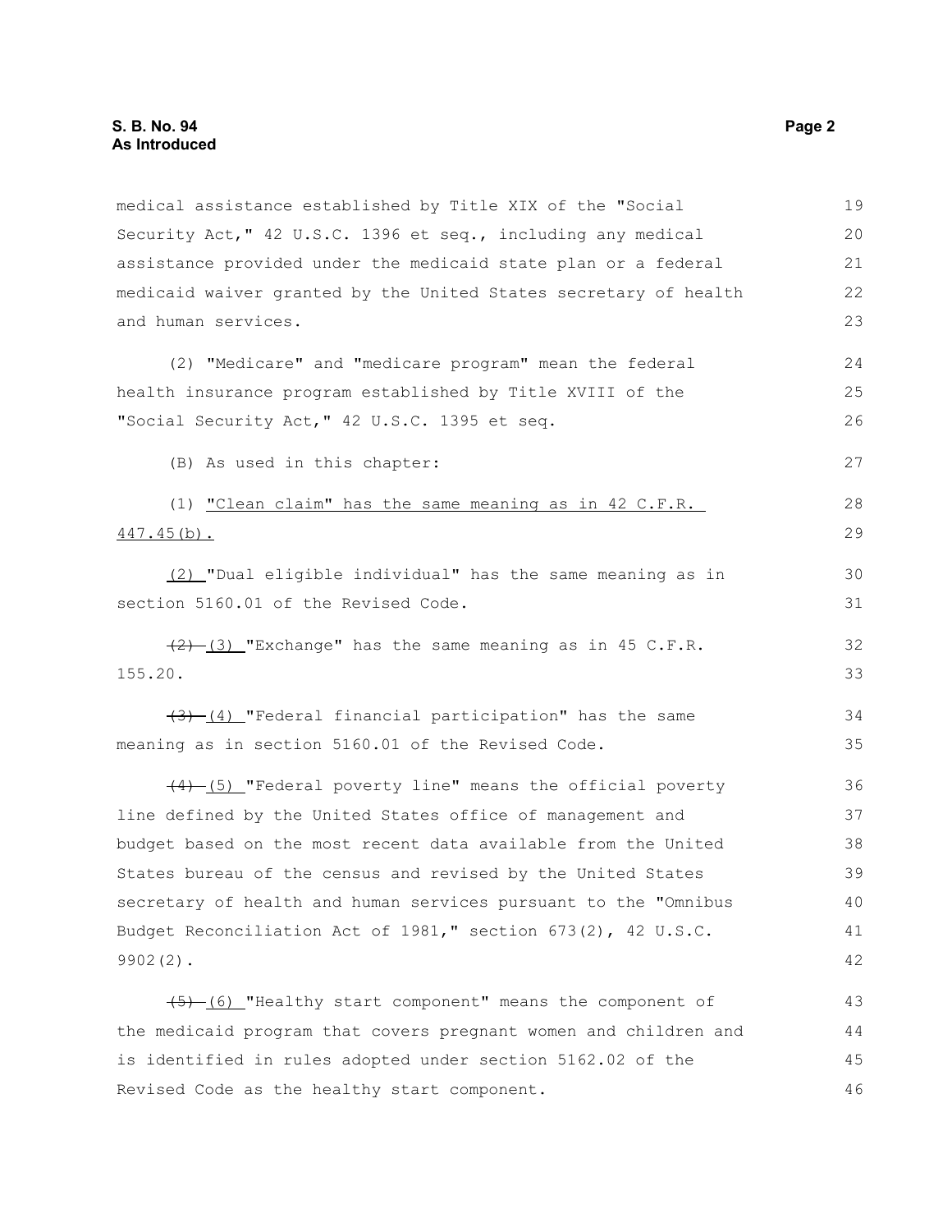medical assistance established by Title XIX of the "Social Security Act," 42 U.S.C. 1396 et seq., including any medical assistance provided under the medicaid state plan or a federal medicaid waiver granted by the United States secretary of health and human services.

(2) "Medicare" and "medicare program" mean the federal health insurance program established by Title XVIII of the "Social Security Act," 42 U.S.C. 1395 et seq.

(B) As used in this chapter:

(1) "Clean claim" has the same meaning as in 42 C.F.R. 447.45(b).

(2) "Dual eligible individual" has the same meaning as in section 5160.01 of the Revised Code.

~~(2)~~ (3) "Exchange" has the same meaning as in 45 C.F.R. 155.20.

~~(3)~~ (4) "Federal financial participation" has the same meaning as in section 5160.01 of the Revised Code.

~~(4)~~ (5) "Federal poverty line" means the official poverty line defined by the United States office of management and budget based on the most recent data available from the United States bureau of the census and revised by the United States secretary of health and human services pursuant to the "Omnibus Budget Reconciliation Act of 1981," section 673(2), 42 U.S.C. 9902(2).

~~(5)~~ (6) "Healthy start component" means the component of the medicaid program that covers pregnant women and children and is identified in rules adopted under section 5162.02 of the Revised Code as the healthy start component.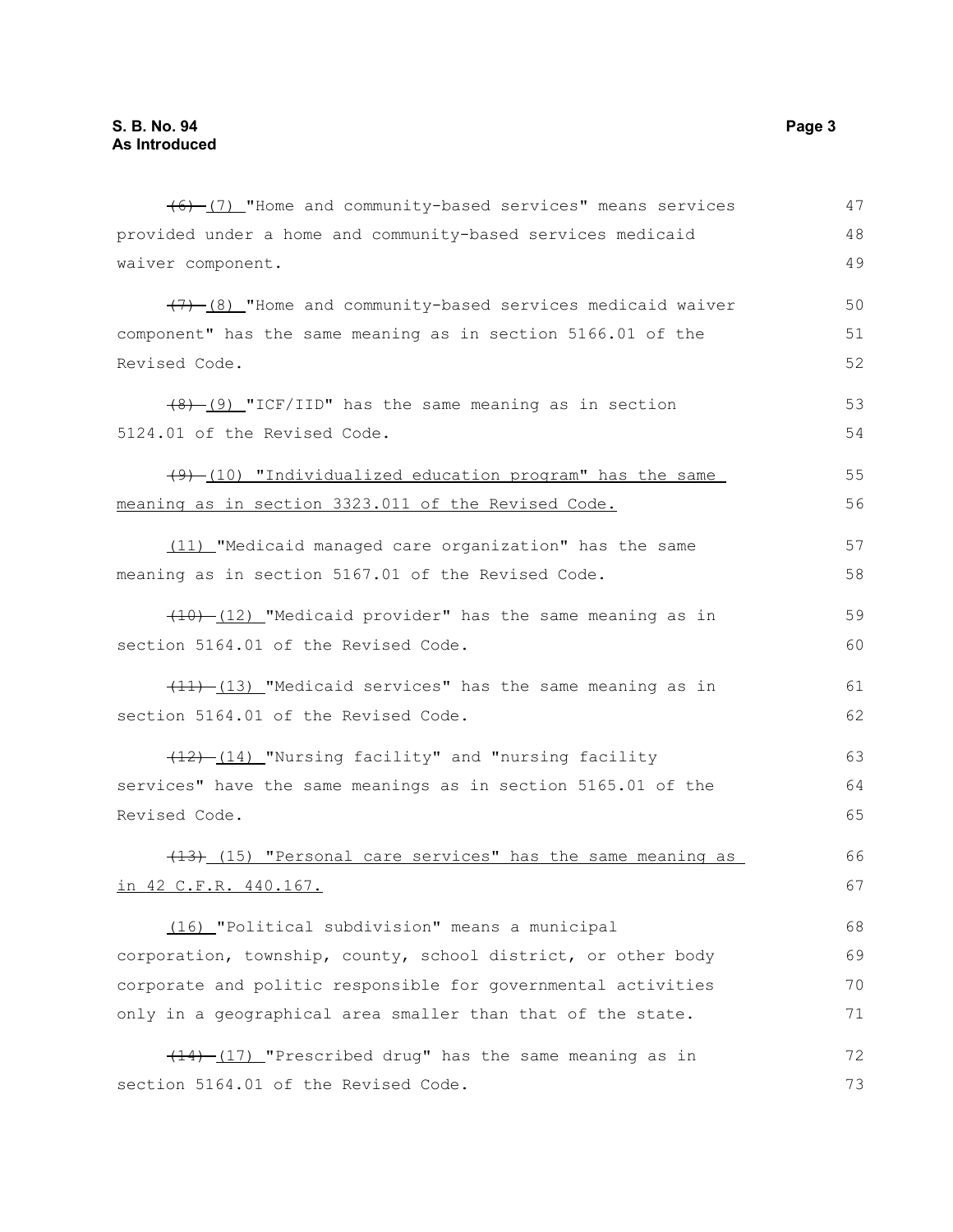~~(6)~~ (7) "Home and community-based services" means services provided under a home and community-based services medicaid waiver component.

~~(7)~~ (8) "Home and community-based services medicaid waiver component" has the same meaning as in section 5166.01 of the Revised Code.

~~(8)~~ (9) "ICF/IID" has the same meaning as in section 5124.01 of the Revised Code.

~~(9)~~ (10) "Individualized education program" has the same meaning as in section 3323.011 of the Revised Code.

(11) "Medicaid managed care organization" has the same meaning as in section 5167.01 of the Revised Code.

~~(10)~~ (12) "Medicaid provider" has the same meaning as in section 5164.01 of the Revised Code.

~~(11)~~ (13) "Medicaid services" has the same meaning as in section 5164.01 of the Revised Code.

~~(12)~~ (14) "Nursing facility" and "nursing facility services" have the same meanings as in section 5165.01 of the Revised Code.

~~(13)~~ (15) "Personal care services" has the same meaning as in 42 C.F.R. 440.167.

(16) "Political subdivision" means a municipal corporation, township, county, school district, or other body corporate and politic responsible for governmental activities only in a geographical area smaller than that of the state.

~~(14)~~ (17) "Prescribed drug" has the same meaning as in section 5164.01 of the Revised Code.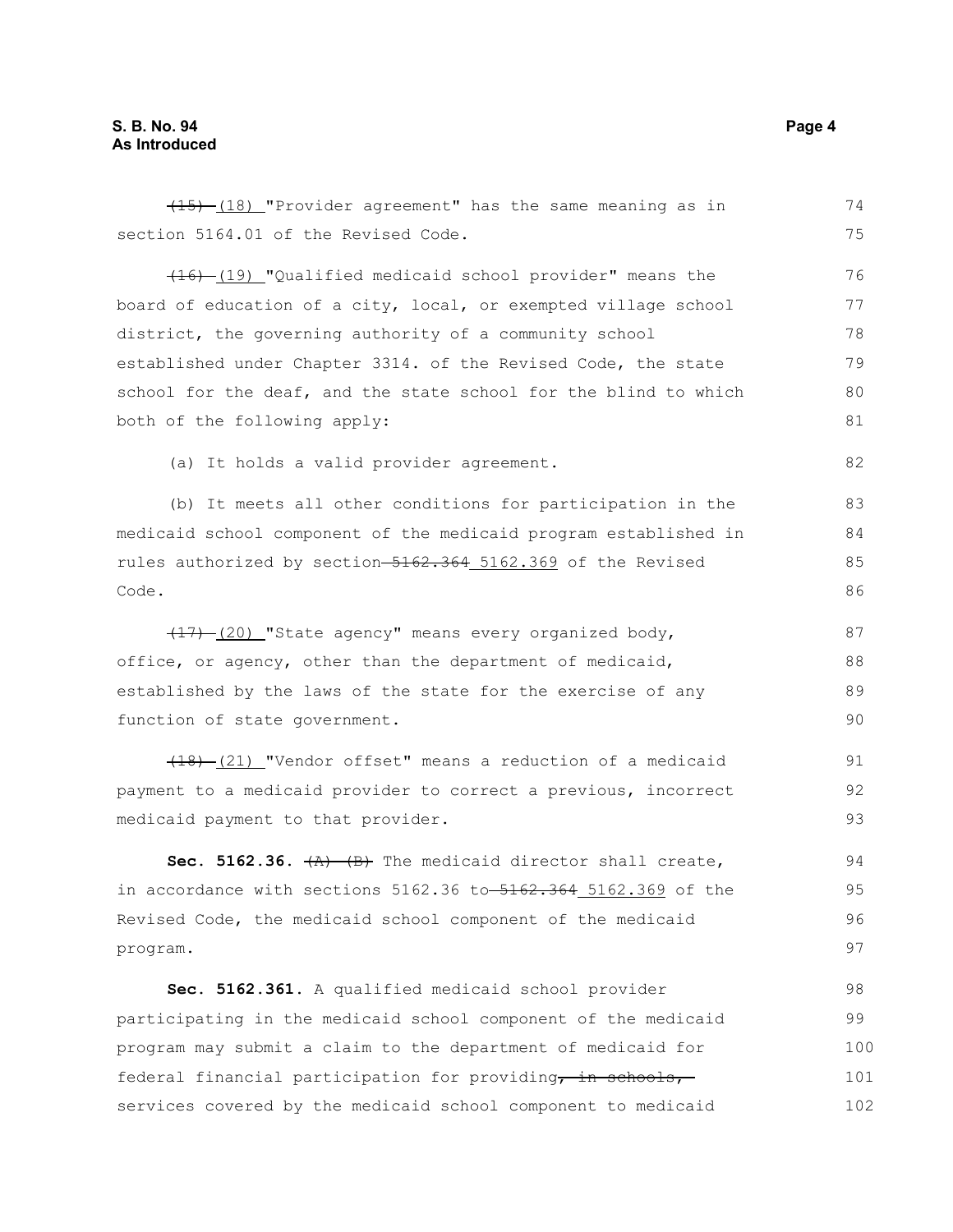~~(15)~~ (18) "Provider agreement" has the same meaning as in section 5164.01 of the Revised Code.

~~(16)~~ (19) "Qualified medicaid school provider" means the board of education of a city, local, or exempted village school district, the governing authority of a community school established under Chapter 3314. of the Revised Code, the state school for the deaf, and the state school for the blind to which both of the following apply:

(a) It holds a valid provider agreement.

(b) It meets all other conditions for participation in the medicaid school component of the medicaid program established in rules authorized by section ~~5162.364~~ 5162.369 of the Revised Code.

~~(17)~~ (20) "State agency" means every organized body, office, or agency, other than the department of medicaid, established by the laws of the state for the exercise of any function of state government.

~~(18)~~ (21) "Vendor offset" means a reduction of a medicaid payment to a medicaid provider to correct a previous, incorrect medicaid payment to that provider.

**Sec. 5162.36.** ~~(A)~~ ~~(B)~~ The medicaid director shall create, in accordance with sections 5162.36 to ~~5162.364~~ 5162.369 of the Revised Code, the medicaid school component of the medicaid program.

**Sec. 5162.361.** A qualified medicaid school provider participating in the medicaid school component of the medicaid program may submit a claim to the department of medicaid for federal financial participation for providing~~, in schools,~~ services covered by the medicaid school component to medicaid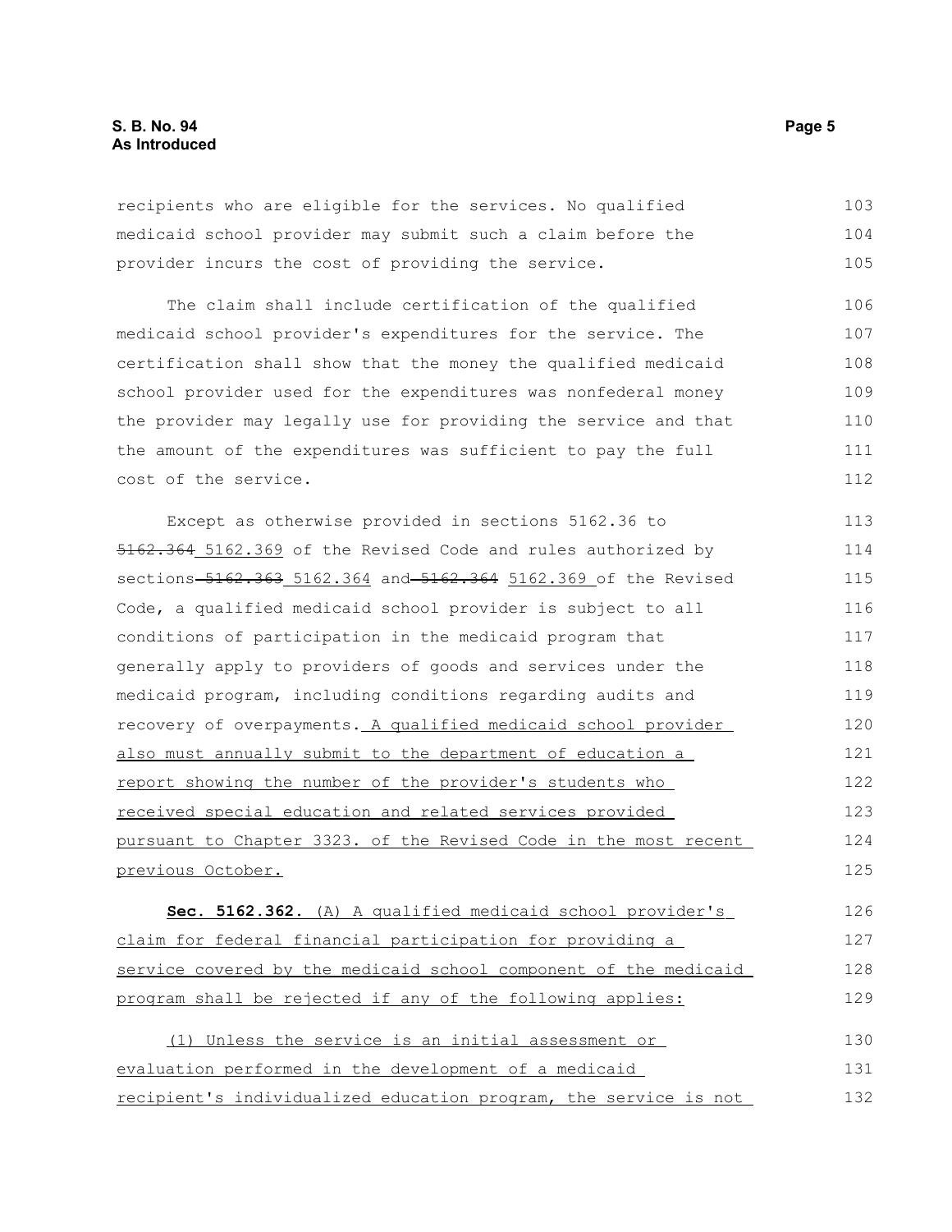recipients who are eligible for the services. No qualified medicaid school provider may submit such a claim before the provider incurs the cost of providing the service.

The claim shall include certification of the qualified medicaid school provider's expenditures for the service. The certification shall show that the money the qualified medicaid school provider used for the expenditures was nonfederal money the provider may legally use for providing the service and that the amount of the expenditures was sufficient to pay the full cost of the service.

Except as otherwise provided in sections 5162.36 to ~~5162.364~~ 5162.369 of the Revised Code and rules authorized by sections ~~5162.363~~ 5162.364 and ~~5162.364~~ 5162.369 of the Revised Code, a qualified medicaid school provider is subject to all conditions of participation in the medicaid program that generally apply to providers of goods and services under the medicaid program, including conditions regarding audits and recovery of overpayments. A qualified medicaid school provider also must annually submit to the department of education a report showing the number of the provider's students who received special education and related services provided pursuant to Chapter 3323. of the Revised Code in the most recent previous October.

**Sec. 5162.362.** (A) A qualified medicaid school provider's claim for federal financial participation for providing a service covered by the medicaid school component of the medicaid program shall be rejected if any of the following applies:

(1) Unless the service is an initial assessment or evaluation performed in the development of a medicaid recipient's individualized education program, the service is not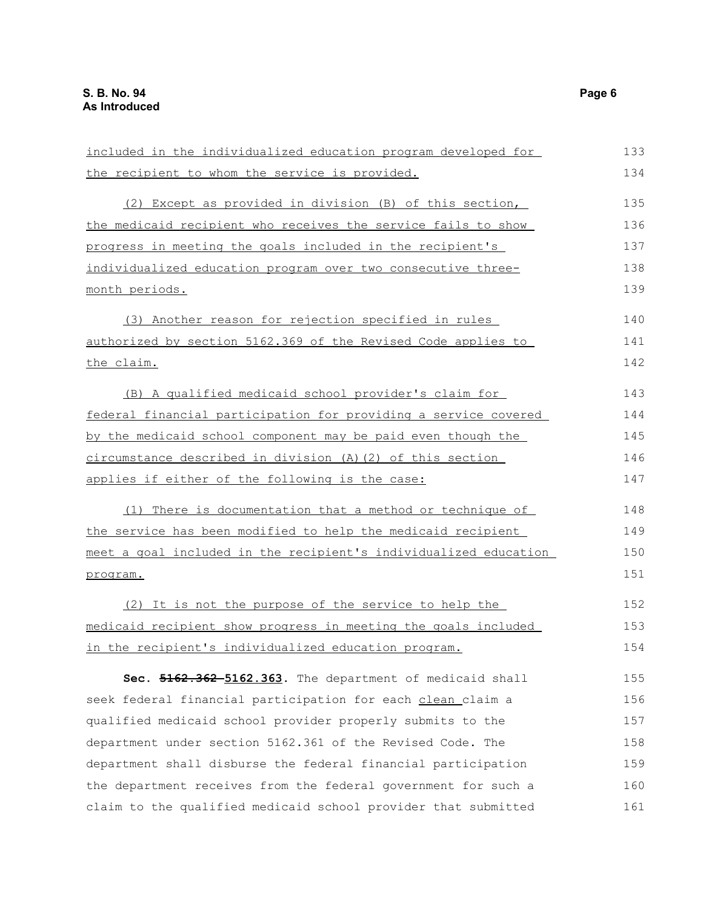included in the individualized education program developed for the recipient to whom the service is provided.

(2) Except as provided in division (B) of this section, the medicaid recipient who receives the service fails to show progress in meeting the goals included in the recipient's individualized education program over two consecutive three-month periods.

(3) Another reason for rejection specified in rules authorized by section 5162.369 of the Revised Code applies to the claim.

(B) A qualified medicaid school provider's claim for federal financial participation for providing a service covered by the medicaid school component may be paid even though the circumstance described in division (A)(2) of this section applies if either of the following is the case:

(1) There is documentation that a method or technique of the service has been modified to help the medicaid recipient meet a goal included in the recipient's individualized education program.

(2) It is not the purpose of the service to help the medicaid recipient show progress in meeting the goals included in the recipient's individualized education program.

**Sec. ~~5162.362~~ 5162.363.** The department of medicaid shall seek federal financial participation for each clean claim a qualified medicaid school provider properly submits to the department under section 5162.361 of the Revised Code. The department shall disburse the federal financial participation the department receives from the federal government for such a claim to the qualified medicaid school provider that submitted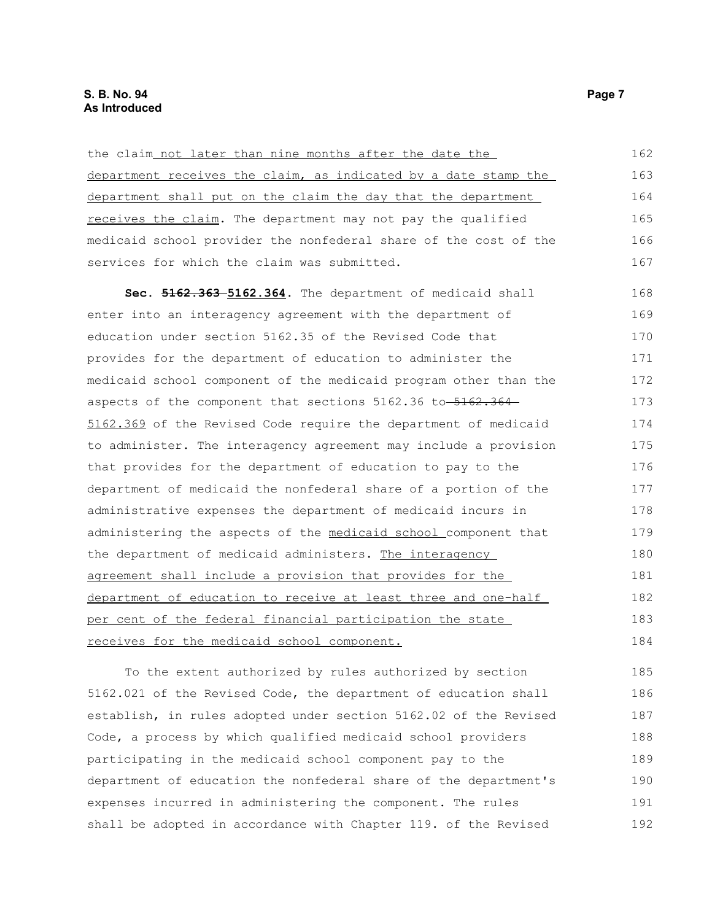the claim not later than nine months after the date the department receives the claim, as indicated by a date stamp the department shall put on the claim the day that the department receives the claim. The department may not pay the qualified medicaid school provider the nonfederal share of the cost of the services for which the claim was submitted.

**Sec. ~~5162.363~~ 5162.364.** The department of medicaid shall enter into an interagency agreement with the department of education under section 5162.35 of the Revised Code that provides for the department of education to administer the medicaid school component of the medicaid program other than the aspects of the component that sections 5162.36 to ~~5162.364~~ 5162.369 of the Revised Code require the department of medicaid to administer. The interagency agreement may include a provision that provides for the department of education to pay to the department of medicaid the nonfederal share of a portion of the administrative expenses the department of medicaid incurs in administering the aspects of the medicaid school component that the department of medicaid administers. The interagency agreement shall include a provision that provides for the department of education to receive at least three and one-half per cent of the federal financial participation the state receives for the medicaid school component.

To the extent authorized by rules authorized by section 5162.021 of the Revised Code, the department of education shall establish, in rules adopted under section 5162.02 of the Revised Code, a process by which qualified medicaid school providers participating in the medicaid school component pay to the department of education the nonfederal share of the department's expenses incurred in administering the component. The rules shall be adopted in accordance with Chapter 119. of the Revised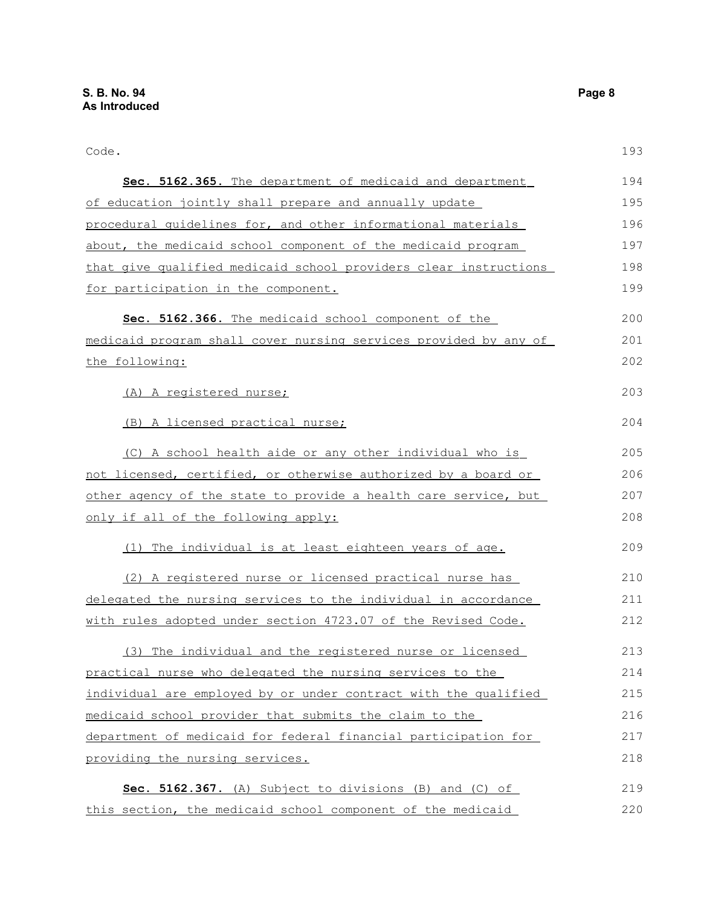Code.

**Sec. 5162.365.** The department of medicaid and department of education jointly shall prepare and annually update procedural guidelines for, and other informational materials about, the medicaid school component of the medicaid program that give qualified medicaid school providers clear instructions for participation in the component.

**Sec. 5162.366.** The medicaid school component of the medicaid program shall cover nursing services provided by any of the following:

(A) A registered nurse;

(B) A licensed practical nurse;

(C) A school health aide or any other individual who is not licensed, certified, or otherwise authorized by a board or other agency of the state to provide a health care service, but only if all of the following apply:

(1) The individual is at least eighteen years of age.

(2) A registered nurse or licensed practical nurse has delegated the nursing services to the individual in accordance with rules adopted under section 4723.07 of the Revised Code.

(3) The individual and the registered nurse or licensed practical nurse who delegated the nursing services to the individual are employed by or under contract with the qualified medicaid school provider that submits the claim to the department of medicaid for federal financial participation for providing the nursing services.

**Sec. 5162.367.** (A) Subject to divisions (B) and (C) of this section, the medicaid school component of the medicaid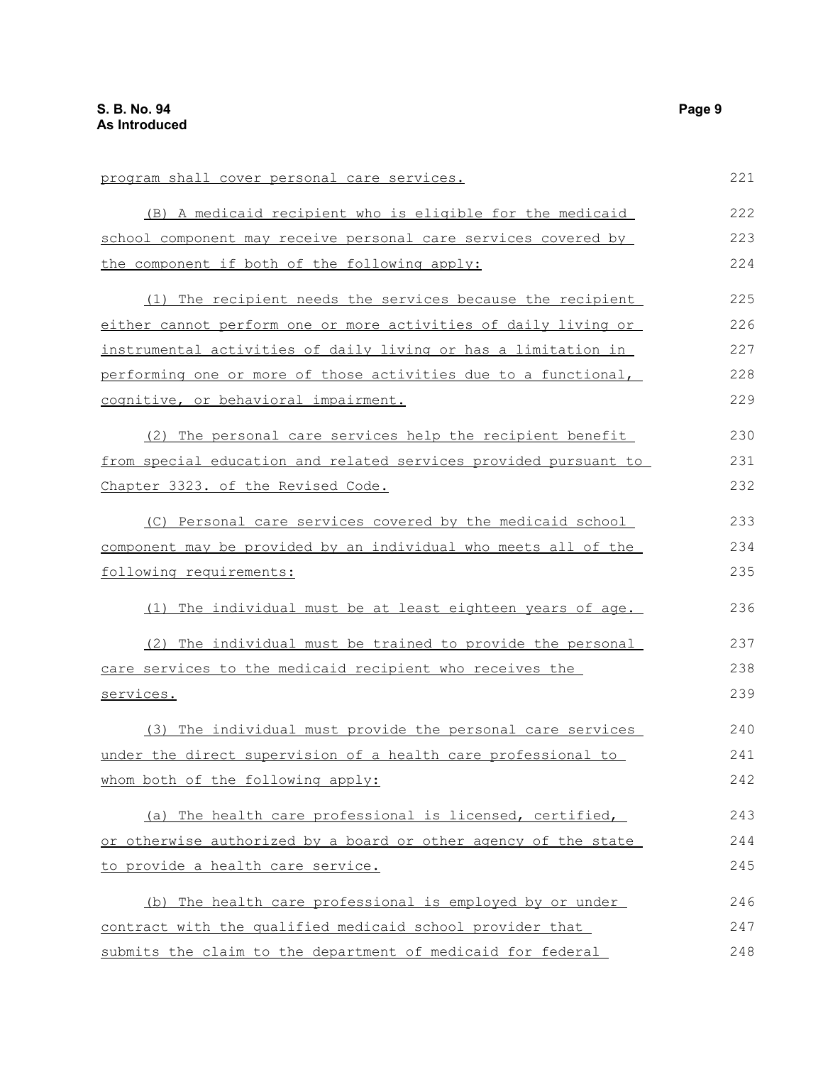program shall cover personal care services.

(B) A medicaid recipient who is eligible for the medicaid school component may receive personal care services covered by the component if both of the following apply:

(1) The recipient needs the services because the recipient either cannot perform one or more activities of daily living or instrumental activities of daily living or has a limitation in performing one or more of those activities due to a functional, cognitive, or behavioral impairment.

(2) The personal care services help the recipient benefit from special education and related services provided pursuant to Chapter 3323. of the Revised Code.

(C) Personal care services covered by the medicaid school component may be provided by an individual who meets all of the following requirements:

(1) The individual must be at least eighteen years of age.

(2) The individual must be trained to provide the personal care services to the medicaid recipient who receives the services.

(3) The individual must provide the personal care services under the direct supervision of a health care professional to whom both of the following apply:

(a) The health care professional is licensed, certified, or otherwise authorized by a board or other agency of the state to provide a health care service.

(b) The health care professional is employed by or under contract with the qualified medicaid school provider that submits the claim to the department of medicaid for federal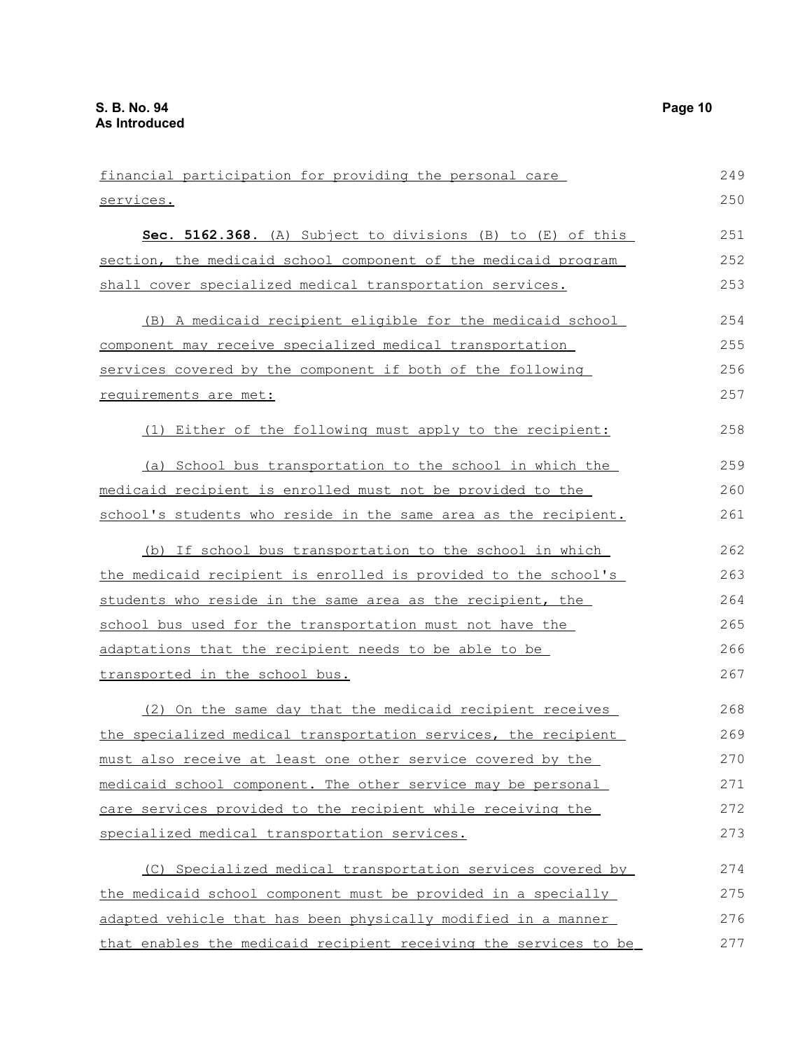financial participation for providing the personal care services.

**Sec. 5162.368.** (A) Subject to divisions (B) to (E) of this section, the medicaid school component of the medicaid program shall cover specialized medical transportation services.

(B) A medicaid recipient eligible for the medicaid school component may receive specialized medical transportation services covered by the component if both of the following requirements are met:

(1) Either of the following must apply to the recipient:

(a) School bus transportation to the school in which the medicaid recipient is enrolled must not be provided to the school's students who reside in the same area as the recipient.

(b) If school bus transportation to the school in which the medicaid recipient is enrolled is provided to the school's students who reside in the same area as the recipient, the school bus used for the transportation must not have the adaptations that the recipient needs to be able to be transported in the school bus.

(2) On the same day that the medicaid recipient receives the specialized medical transportation services, the recipient must also receive at least one other service covered by the medicaid school component. The other service may be personal care services provided to the recipient while receiving the specialized medical transportation services.

(C) Specialized medical transportation services covered by the medicaid school component must be provided in a specially adapted vehicle that has been physically modified in a manner that enables the medicaid recipient receiving the services to be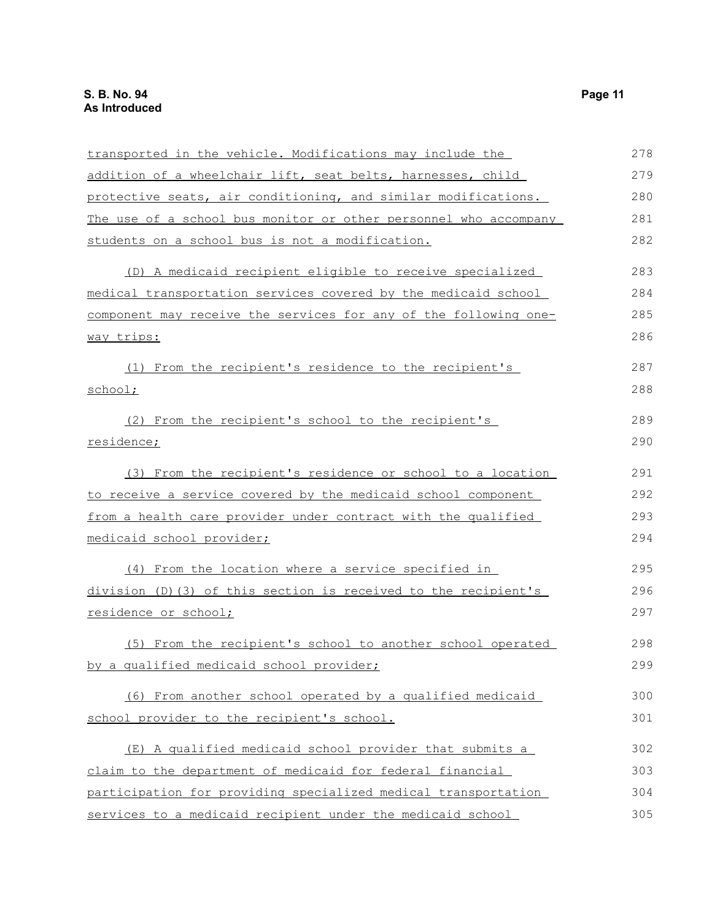transported in the vehicle. Modifications may include the addition of a wheelchair lift, seat belts, harnesses, child protective seats, air conditioning, and similar modifications. The use of a school bus monitor or other personnel who accompany students on a school bus is not a modification.

(D) A medicaid recipient eligible to receive specialized medical transportation services covered by the medicaid school component may receive the services for any of the following one-way trips:

(1) From the recipient's residence to the recipient's school;

(2) From the recipient's school to the recipient's residence;

(3) From the recipient's residence or school to a location to receive a service covered by the medicaid school component from a health care provider under contract with the qualified medicaid school provider;

(4) From the location where a service specified in division (D)(3) of this section is received to the recipient's residence or school;

(5) From the recipient's school to another school operated by a qualified medicaid school provider;

(6) From another school operated by a qualified medicaid school provider to the recipient's school.

(E) A qualified medicaid school provider that submits a claim to the department of medicaid for federal financial participation for providing specialized medical transportation services to a medicaid recipient under the medicaid school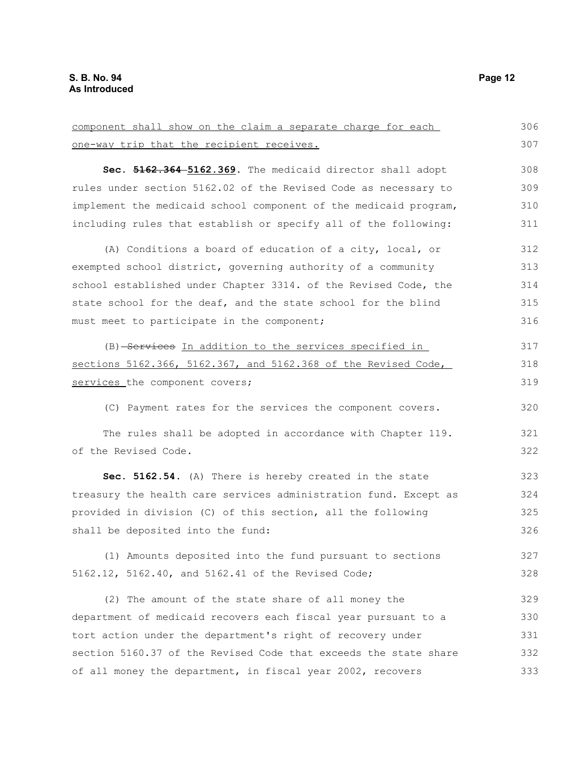component shall show on the claim a separate charge for each one-way trip that the recipient receives.

**Sec. ~~5162.364~~ 5162.369.** The medicaid director shall adopt rules under section 5162.02 of the Revised Code as necessary to implement the medicaid school component of the medicaid program, including rules that establish or specify all of the following:

(A) Conditions a board of education of a city, local, or exempted school district, governing authority of a community school established under Chapter 3314. of the Revised Code, the state school for the deaf, and the state school for the blind must meet to participate in the component;

(B) ~~Services~~ In addition to the services specified in sections 5162.366, 5162.367, and 5162.368 of the Revised Code, services the component covers;

(C) Payment rates for the services the component covers.

The rules shall be adopted in accordance with Chapter 119. of the Revised Code.

**Sec. 5162.54.** (A) There is hereby created in the state treasury the health care services administration fund. Except as provided in division (C) of this section, all the following shall be deposited into the fund:

(1) Amounts deposited into the fund pursuant to sections 5162.12, 5162.40, and 5162.41 of the Revised Code;

(2) The amount of the state share of all money the department of medicaid recovers each fiscal year pursuant to a tort action under the department's right of recovery under section 5160.37 of the Revised Code that exceeds the state share of all money the department, in fiscal year 2002, recovers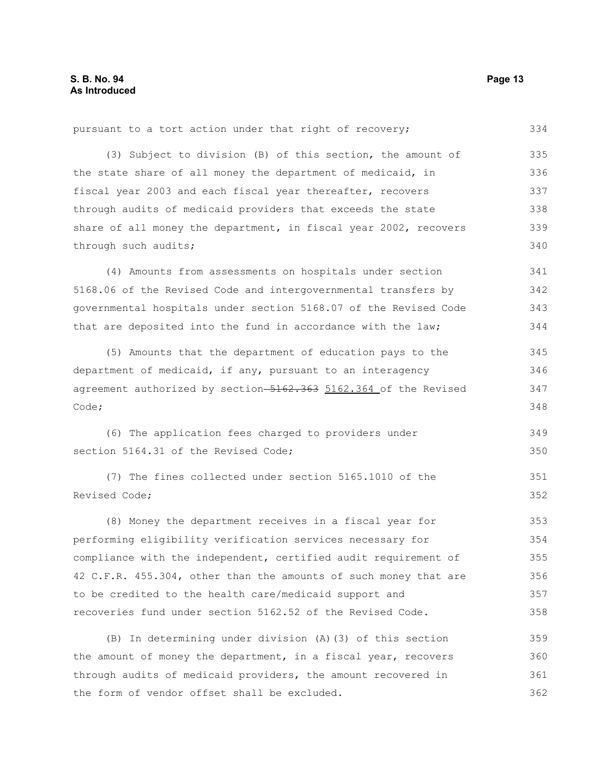pursuant to a tort action under that right of recovery;

(3) Subject to division (B) of this section, the amount of the state share of all money the department of medicaid, in fiscal year 2003 and each fiscal year thereafter, recovers through audits of medicaid providers that exceeds the state share of all money the department, in fiscal year 2002, recovers through such audits;

(4) Amounts from assessments on hospitals under section 5168.06 of the Revised Code and intergovernmental transfers by governmental hospitals under section 5168.07 of the Revised Code that are deposited into the fund in accordance with the law;

(5) Amounts that the department of education pays to the department of medicaid, if any, pursuant to an interagency agreement authorized by section ~~5162.363~~ 5162.364 of the Revised Code;

(6) The application fees charged to providers under section 5164.31 of the Revised Code;

(7) The fines collected under section 5165.1010 of the Revised Code;

(8) Money the department receives in a fiscal year for performing eligibility verification services necessary for compliance with the independent, certified audit requirement of 42 C.F.R. 455.304, other than the amounts of such money that are to be credited to the health care/medicaid support and recoveries fund under section 5162.52 of the Revised Code.

(B) In determining under division (A)(3) of this section the amount of money the department, in a fiscal year, recovers through audits of medicaid providers, the amount recovered in the form of vendor offset shall be excluded.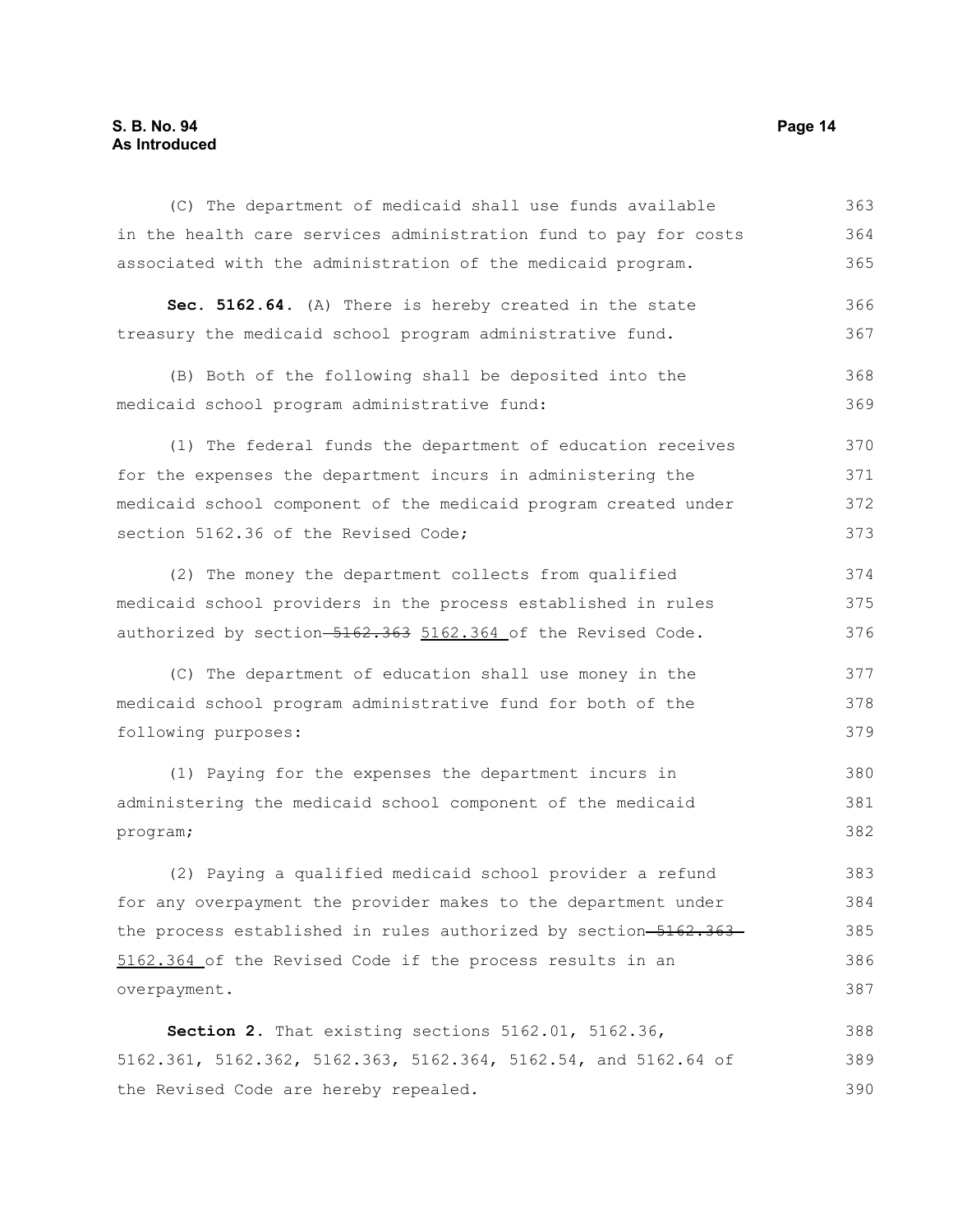(C) The department of medicaid shall use funds available in the health care services administration fund to pay for costs associated with the administration of the medicaid program.

**Sec. 5162.64.** (A) There is hereby created in the state treasury the medicaid school program administrative fund.

(B) Both of the following shall be deposited into the medicaid school program administrative fund:

(1) The federal funds the department of education receives for the expenses the department incurs in administering the medicaid school component of the medicaid program created under section 5162.36 of the Revised Code;

(2) The money the department collects from qualified medicaid school providers in the process established in rules authorized by section ~~5162.363~~ 5162.364 of the Revised Code.

(C) The department of education shall use money in the medicaid school program administrative fund for both of the following purposes:

(1) Paying for the expenses the department incurs in administering the medicaid school component of the medicaid program;

(2) Paying a qualified medicaid school provider a refund for any overpayment the provider makes to the department under the process established in rules authorized by section ~~5162.363~~ 5162.364 of the Revised Code if the process results in an overpayment.

**Section 2.** That existing sections 5162.01, 5162.36, 5162.361, 5162.362, 5162.363, 5162.364, 5162.54, and 5162.64 of the Revised Code are hereby repealed.